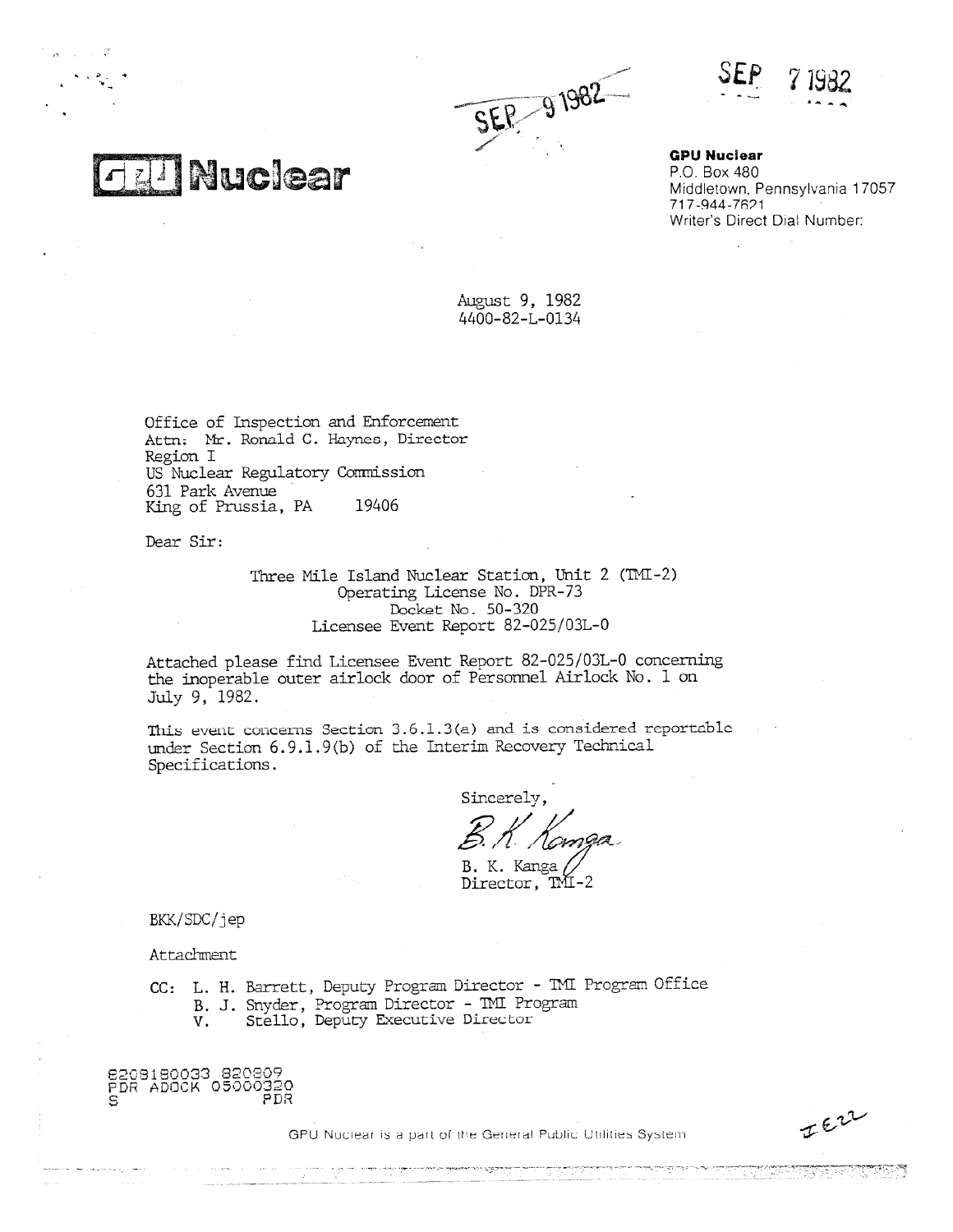SEP 9 1982

SEP 7 1982

# GPU Nuclear

**GPU Nuclear**
P.O. Box 480
Middletown, Pennsylvania 17057
717-944-7621
Writer's Direct Dial Number:

August 9, 1982
4400-82-L-0134

Office of Inspection and Enforcement
Attn: Mr. Ronald C. Haynes, Director
Region I
US Nuclear Regulatory Commission
631 Park Avenue
King of Prussia, PA 19406

Dear Sir:

Three Mile Island Nuclear Station, Unit 2 (TMI-2)
Operating License No. DPR-73
Docket No. 50-320
Licensee Event Report 82-025/03L-0

Attached please find Licensee Event Report 82-025/03L-0 concerning the inoperable outer airlock door of Personnel Airlock No. 1 on July 9, 1982.

This event concerns Section 3.6.1.3(a) and is considered reportable under Section 6.9.1.9(b) of the Interim Recovery Technical Specifications.

Sincerely,

B. K. Kanga
Director, TMI-2

BKK/SDC/jep

Attachment

CC: L. H. Barrett, Deputy Program Director - TMI Program Office
B. J. Snyder, Program Director - TMI Program
V. Stello, Deputy Executive Director

8208180033 820809
PDR ADOCK 05000320
S PDR

GPU Nuclear is a part of the General Public Utilities System

IE22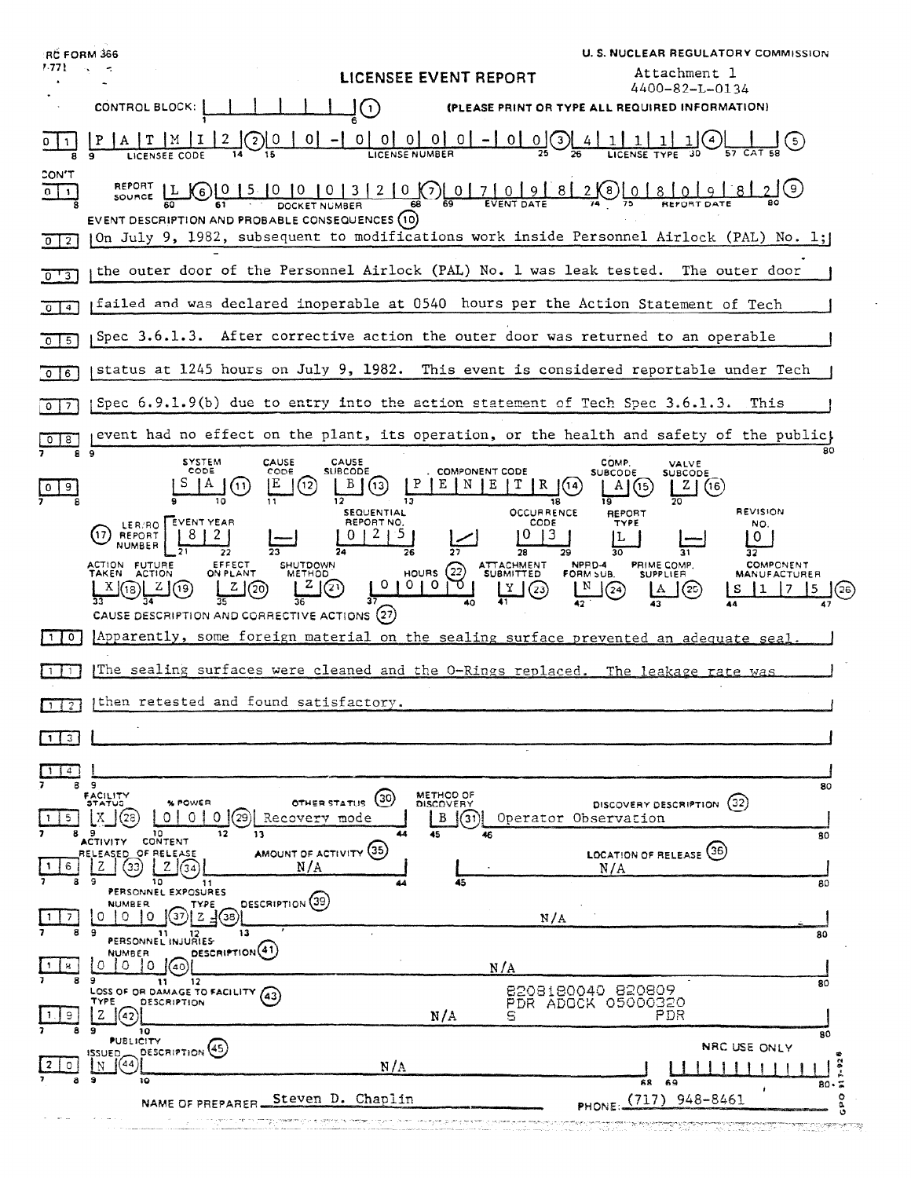NRC FORM 366 (7-77)

U. S. NUCLEAR REGULATORY COMMISSION

# LICENSEE EVENT REPORT

Attachment 1
4400-82-L-0134

CONTROL BLOCK: (1) (PLEASE PRINT OR TYPE ALL REQUIRED INFORMATION)

**01** LICENSEE CODE: P A T M I 2 (2) LICENSE NUMBER: 0 0 - 0 0 0 0 0 - 0 0 (3) LICENSE TYPE: 4 1 1 1 1 (4) CAT (5)

**CON'T 01** REPORT SOURCE: L (6) DOCKET NUMBER: 0 5 0 0 0 3 2 0 (7) EVENT DATE: 0 7 0 9 8 2 (8) REPORT DATE: 0 8 0 9 8 2 (9)

EVENT DESCRIPTION AND PROBABLE CONSEQUENCES (10)

**02** On July 9, 1982, subsequent to modifications work inside Personnel Airlock (PAL) No. 1;
**03** the outer door of the Personnel Airlock (PAL) No. 1 was leak tested. The outer door
**04** failed and was declared inoperable at 0540 hours per the Action Statement of Tech
**05** Spec 3.6.1.3. After corrective action the outer door was returned to an operable
**06** status at 1245 hours on July 9, 1982. This event is considered reportable under Tech
**07** Spec 6.9.1.9(b) due to entry into the action statement of Tech Spec 3.6.1.3. This
**08** event had no effect on the plant, its operation, or the health and safety of the public.

| | SYSTEM CODE | CAUSE CODE | CAUSE SUBCODE | COMPONENT CODE | COMP. SUBCODE | VALVE SUBCODE |
|---|---|---|---|---|---|---|
| **09** | S A (11) | E (12) | B (13) | P E N E T R (14) | A (15) | Z (16) |

| (17) LER/RO REPORT NUMBER | EVENT YEAR | | SEQUENTIAL REPORT NO. | | OCCURRENCE CODE | REPORT TYPE | | REVISION NO. |
|---|---|---|---|---|---|---|---|---|
| | 8 2 | — | 0 2 5 | / | 0 3 | L | — | 0 |

| ACTION TAKEN | FUTURE ACTION | EFFECT ON PLANT | SHUTDOWN METHOD | HOURS (22) | ATTACHMENT SUBMITTED | NPRD-4 FORM SUB. | PRIME COMP. SUPPLIER | COMPONENT MANUFACTURER |
|---|---|---|---|---|---|---|---|---|
| X (18) | Z (19) | Z (20) | Z (21) | 0 0 0 0 | Y (23) | N (24) | A (25) | S 1 7 5 (26) |

CAUSE DESCRIPTION AND CORRECTIVE ACTIONS (27)

**10** Apparently, some foreign material on the sealing surface prevented an adequate seal.
**11** The sealing surfaces were cleaned and the O-Rings replaced. The leakage rate was
**12** then retested and found satisfactory.
**13**
**14**

| | FACILITY STATUS | % POWER | OTHER STATUS (30) | METHOD OF DISCOVERY | DISCOVERY DESCRIPTION (32) |
|---|---|---|---|---|---|
| **15** | X (28) | 0 0 0 (29) | Recovery mode | B (31) | Operator Observation |

| | ACTIVITY RELEASED | CONTENT OF RELEASE | AMOUNT OF ACTIVITY (35) | LOCATION OF RELEASE (36) |
|---|---|---|---|---|
| **16** | Z (33) | Z (34) | N/A | N/A |

PERSONNEL EXPOSURES

| | NUMBER | TYPE | DESCRIPTION (39) |
|---|---|---|---|
| **17** | 0 0 0 (37) | Z (38) | N/A |

PERSONNEL INJURIES

| | NUMBER | DESCRIPTION (41) |
|---|---|---|
| **18** | 0 0 0 (40) | N/A |

LOSS OF OR DAMAGE TO FACILITY (43)

| | TYPE | DESCRIPTION |
|---|---|---|
| **19** | Z (42) | N/A |

8208180040 820809
PDR ADOCK 05000320
S PDR

PUBLICITY

| | ISSUED | DESCRIPTION (45) |
|---|---|---|
| **20** | N (44) | N/A |

NRC USE ONLY

NAME OF PREPARER Steven D. Chaplin PHONE: (717) 948-8461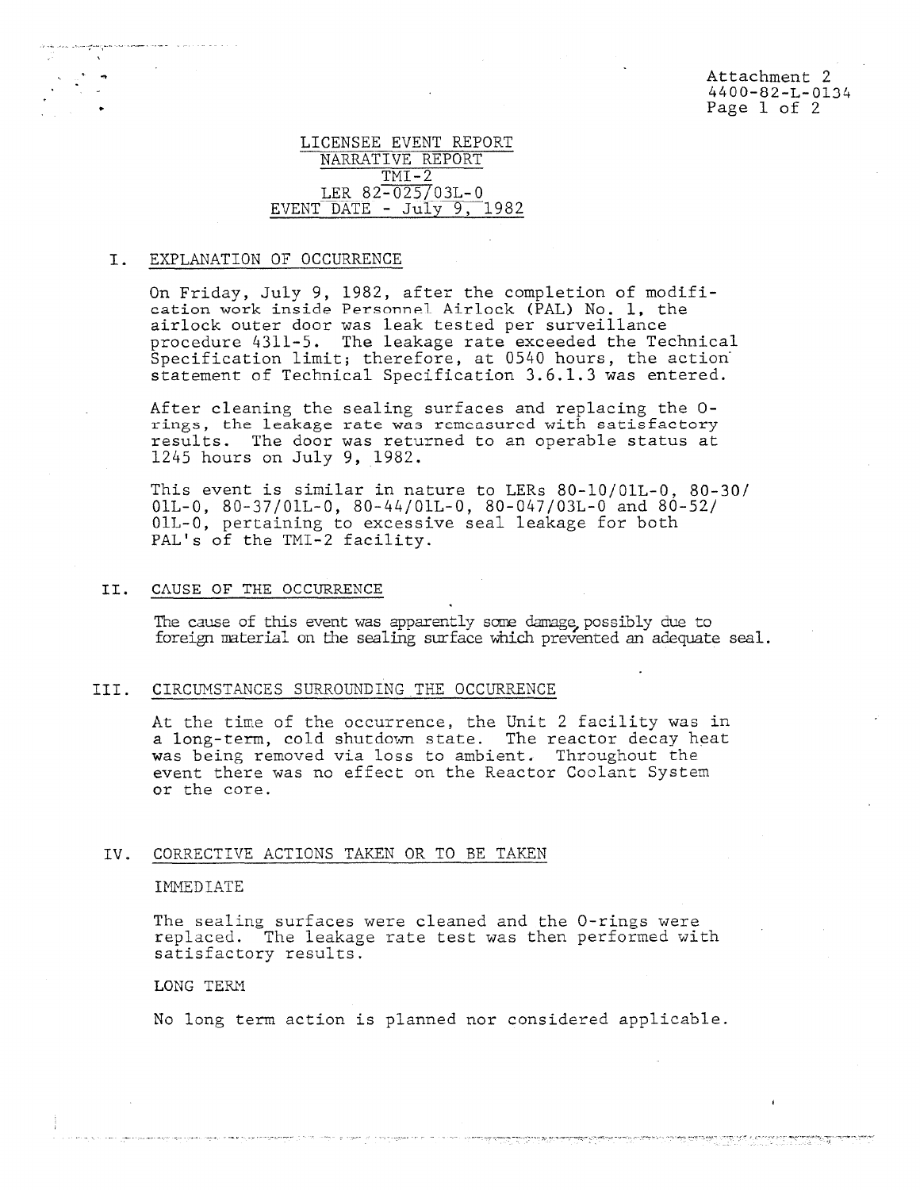Attachment 2
4400-82-L-0134

# LICENSEE EVENT REPORT
## NARRATIVE REPORT
## TMI-2
## LER 82-025/03L-0
## EVENT DATE - July 9, 1982

## I. EXPLANATION OF OCCURRENCE

On Friday, July 9, 1982, after the completion of modification work inside Personnel Airlock (PAL) No. 1, the airlock outer door was leak tested per surveillance procedure 4311-5. The leakage rate exceeded the Technical Specification limit; therefore, at 0540 hours, the action statement of Technical Specification 3.6.1.3 was entered.

After cleaning the sealing surfaces and replacing the O-rings, the leakage rate was remeasured with satisfactory results. The door was returned to an operable status at 1245 hours on July 9, 1982.

This event is similar in nature to LERs 80-10/01L-0, 80-30/01L-0, 80-37/01L-0, 80-44/01L-0, 80-047/03L-0 and 80-52/01L-0, pertaining to excessive seal leakage for both PAL's of the TMI-2 facility.

## II. CAUSE OF THE OCCURRENCE

The cause of this event was apparently some damage, possibly due to foreign material on the sealing surface which prevented an adequate seal.

## III. CIRCUMSTANCES SURROUNDING THE OCCURRENCE

At the time of the occurrence, the Unit 2 facility was in a long-term, cold shutdown state. The reactor decay heat was being removed via loss to ambient. Throughout the event there was no effect on the Reactor Coolant System or the core.

## IV. CORRECTIVE ACTIONS TAKEN OR TO BE TAKEN

IMMEDIATE

The sealing surfaces were cleaned and the O-rings were replaced. The leakage rate test was then performed with satisfactory results.

LONG TERM

No long term action is planned nor considered applicable.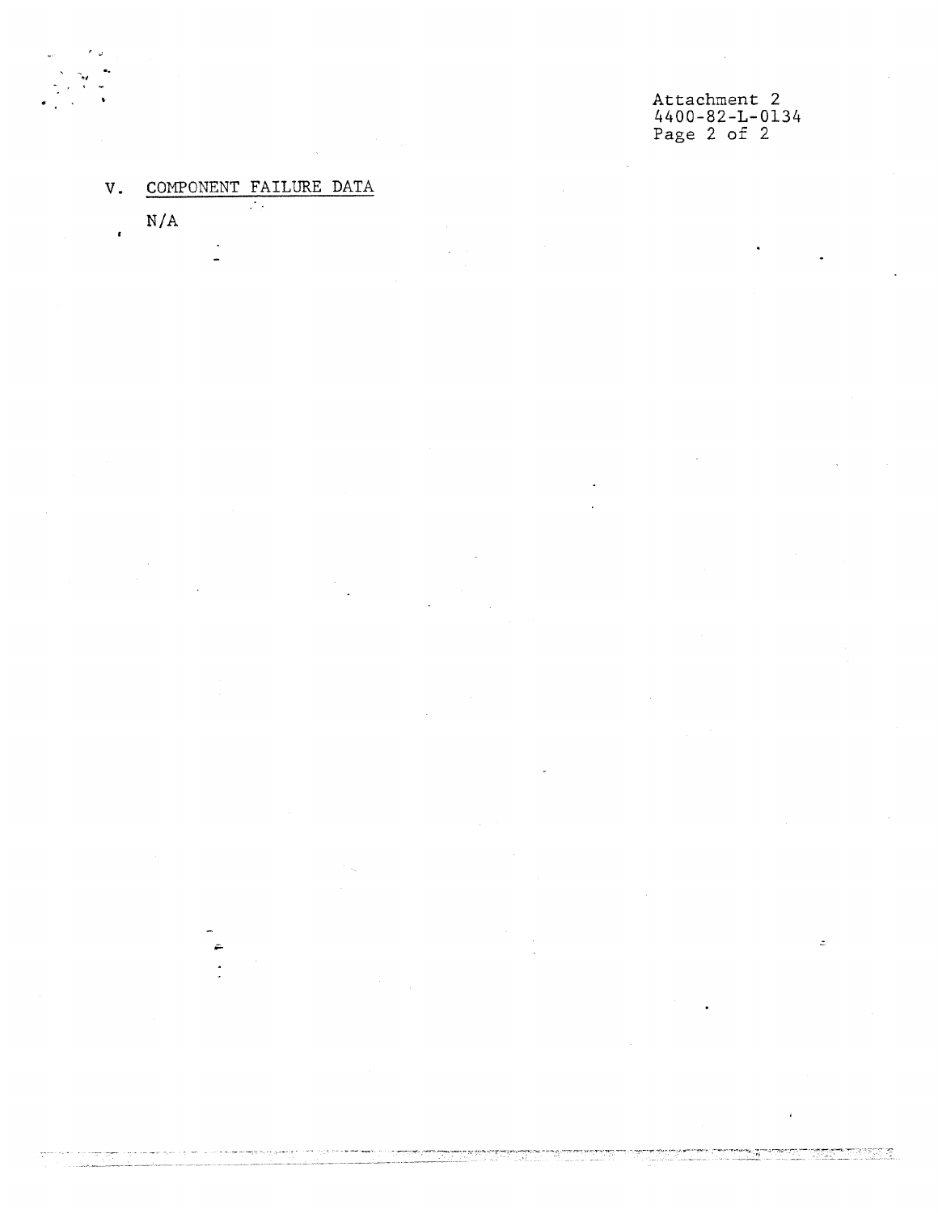Attachment 2
4400-82-L-0134

## V. COMPONENT FAILURE DATA

N/A